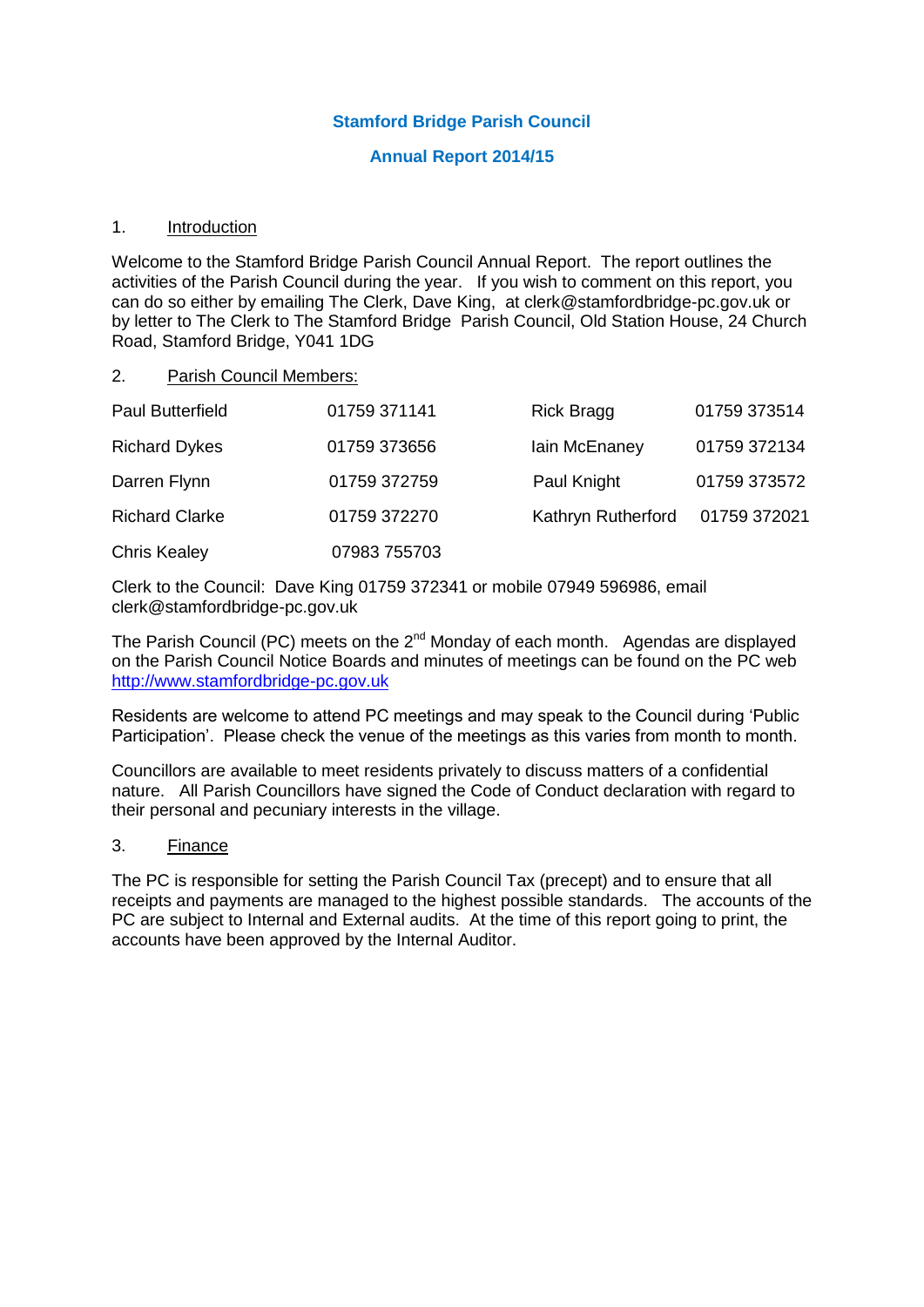# Stamford Bridge Parish Council

## Annual Report 2014/15

### 1. Introduction

Welcome to the Stamford Bridge Parish Council Annual Report. The report outlines the activities of the Parish Council during the year. If you wish to comment on this report, you can do so either by emailing The Clerk, Dave King, at clerk@stamfordbridge-pc.gov.uk or by letter to The Clerk to The Stamford Bridge Parish Council, Old Station House, 24 Church Road, Stamford Bridge, Y041 1DG

### 2. Parish Council Members:

| | | | |
|---|---|---|---|
| Paul Butterfield | 01759 371141 | Rick Bragg | 01759 373514 |
| Richard Dykes | 01759 373656 | Iain McEnaney | 01759 372134 |
| Darren Flynn | 01759 372759 | Paul Knight | 01759 373572 |
| Richard Clarke | 01759 372270 | Kathryn Rutherford | 01759 372021 |
| Chris Kealey | 07983 755703 | | |

Clerk to the Council: Dave King 01759 372341 or mobile 07949 596986, email clerk@stamfordbridge-pc.gov.uk

The Parish Council (PC) meets on the 2nd Monday of each month. Agendas are displayed on the Parish Council Notice Boards and minutes of meetings can be found on the PC web http://www.stamfordbridge-pc.gov.uk

Residents are welcome to attend PC meetings and may speak to the Council during 'Public Participation'. Please check the venue of the meetings as this varies from month to month.

Councillors are available to meet residents privately to discuss matters of a confidential nature. All Parish Councillors have signed the Code of Conduct declaration with regard to their personal and pecuniary interests in the village.

### 3. Finance

The PC is responsible for setting the Parish Council Tax (precept) and to ensure that all receipts and payments are managed to the highest possible standards. The accounts of the PC are subject to Internal and External audits. At the time of this report going to print, the accounts have been approved by the Internal Auditor.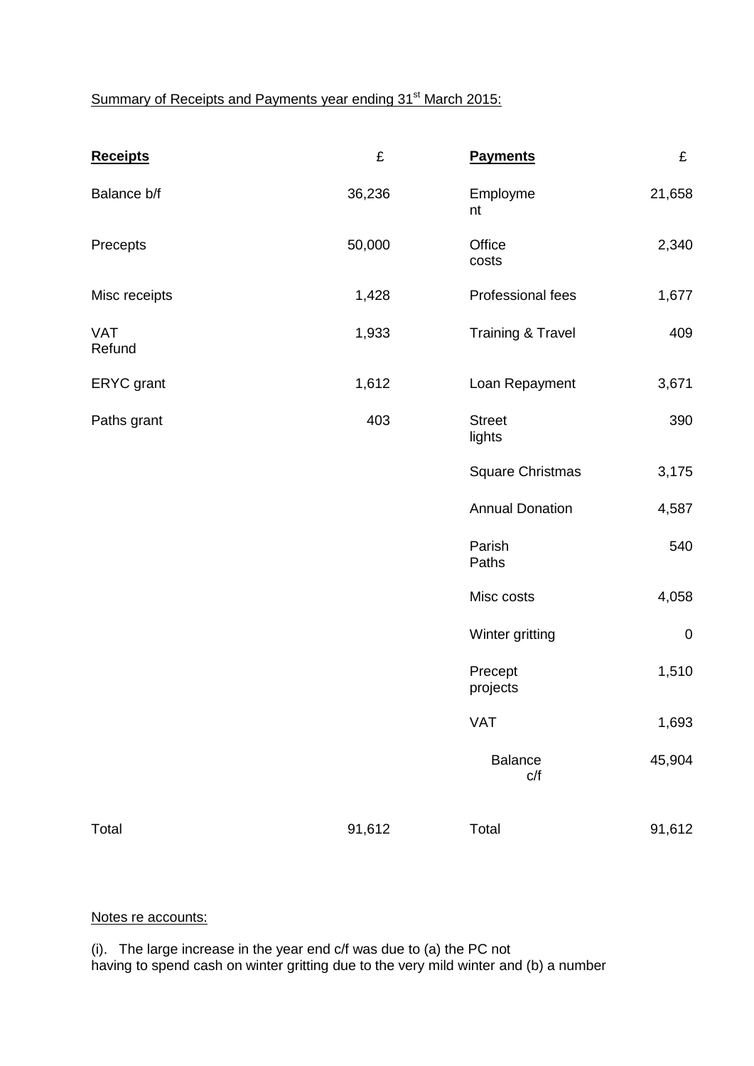Summary of Receipts and Payments year ending 31st March 2015:

| **Receipts** | £ | **Payments** | £ |
|---|---|---|---|
| Balance b/f | 36,236 | Employment | 21,658 |
| Precepts | 50,000 | Office costs | 2,340 |
| Misc receipts | 1,428 | Professional fees | 1,677 |
| VAT Refund | 1,933 | Training & Travel | 409 |
| ERYC grant | 1,612 | Loan Repayment | 3,671 |
| Paths grant | 403 | Street lights | 390 |
| | | Square Christmas | 3,175 |
| | | Annual Donation | 4,587 |
| | | Parish Paths | 540 |
| | | Misc costs | 4,058 |
| | | Winter gritting | 0 |
| | | Precept projects | 1,510 |
| | | VAT | 1,693 |
| | | Balance c/f | 45,904 |
| Total | 91,612 | Total | 91,612 |

Notes re accounts:

(i). The large increase in the year end c/f was due to (a) the PC not having to spend cash on winter gritting due to the very mild winter and (b) a number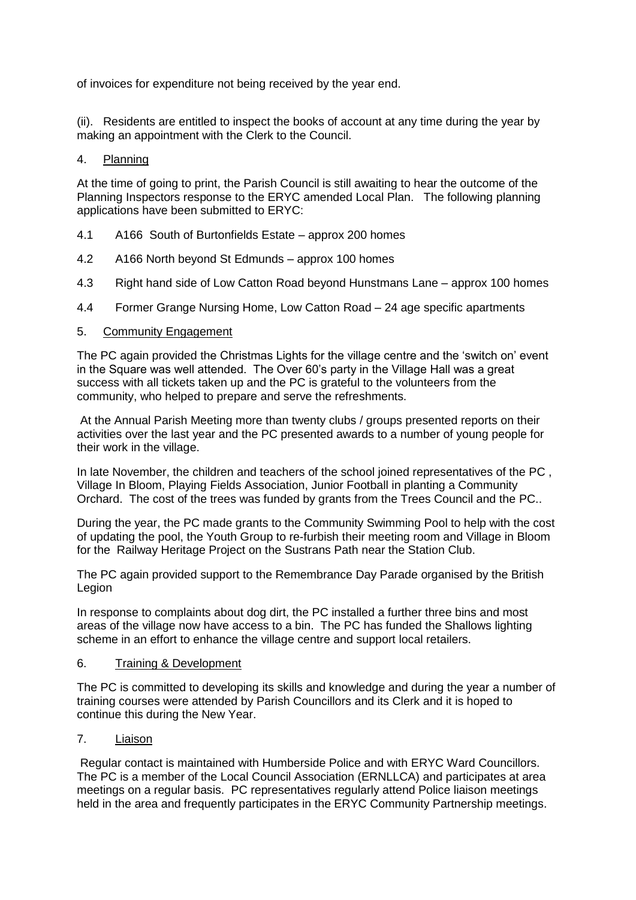of invoices for expenditure not being received by the year end.

(ii). Residents are entitled to inspect the books of account at any time during the year by making an appointment with the Clerk to the Council.

4. <u>Planning</u>

At the time of going to print, the Parish Council is still awaiting to hear the outcome of the Planning Inspectors response to the ERYC amended Local Plan. The following planning applications have been submitted to ERYC:

4.1 A166 South of Burtonfields Estate – approx 200 homes

4.2 A166 North beyond St Edmunds – approx 100 homes

4.3 Right hand side of Low Catton Road beyond Hunstmans Lane – approx 100 homes

4.4 Former Grange Nursing Home, Low Catton Road – 24 age specific apartments

5. <u>Community Engagement</u>

The PC again provided the Christmas Lights for the village centre and the 'switch on' event in the Square was well attended. The Over 60's party in the Village Hall was a great success with all tickets taken up and the PC is grateful to the volunteers from the community, who helped to prepare and serve the refreshments.

At the Annual Parish Meeting more than twenty clubs / groups presented reports on their activities over the last year and the PC presented awards to a number of young people for their work in the village.

In late November, the children and teachers of the school joined representatives of the PC , Village In Bloom, Playing Fields Association, Junior Football in planting a Community Orchard. The cost of the trees was funded by grants from the Trees Council and the PC..

During the year, the PC made grants to the Community Swimming Pool to help with the cost of updating the pool, the Youth Group to re-furbish their meeting room and Village in Bloom for the Railway Heritage Project on the Sustrans Path near the Station Club.

The PC again provided support to the Remembrance Day Parade organised by the British Legion

In response to complaints about dog dirt, the PC installed a further three bins and most areas of the village now have access to a bin. The PC has funded the Shallows lighting scheme in an effort to enhance the village centre and support local retailers.

6. <u>Training & Development</u>

The PC is committed to developing its skills and knowledge and during the year a number of training courses were attended by Parish Councillors and its Clerk and it is hoped to continue this during the New Year.

7. <u>Liaison</u>

Regular contact is maintained with Humberside Police and with ERYC Ward Councillors. The PC is a member of the Local Council Association (ERNLLCA) and participates at area meetings on a regular basis. PC representatives regularly attend Police liaison meetings held in the area and frequently participates in the ERYC Community Partnership meetings.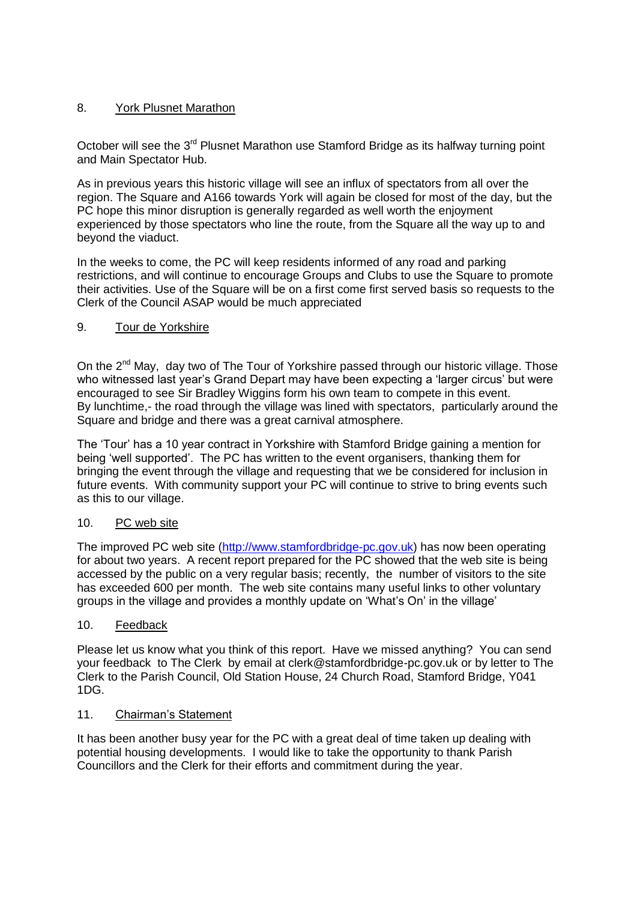## 8. York Plusnet Marathon

October will see the 3rd Plusnet Marathon use Stamford Bridge as its halfway turning point and Main Spectator Hub.

As in previous years this historic village will see an influx of spectators from all over the region. The Square and A166 towards York will again be closed for most of the day, but the PC hope this minor disruption is generally regarded as well worth the enjoyment experienced by those spectators who line the route, from the Square all the way up to and beyond the viaduct.

In the weeks to come, the PC will keep residents informed of any road and parking restrictions, and will continue to encourage Groups and Clubs to use the Square to promote their activities. Use of the Square will be on a first come first served basis so requests to the Clerk of the Council ASAP would be much appreciated

## 9. Tour de Yorkshire

On the 2nd May, day two of The Tour of Yorkshire passed through our historic village. Those who witnessed last year's Grand Depart may have been expecting a 'larger circus' but were encouraged to see Sir Bradley Wiggins form his own team to compete in this event. By lunchtime,- the road through the village was lined with spectators, particularly around the Square and bridge and there was a great carnival atmosphere.

The 'Tour' has a 10 year contract in Yorkshire with Stamford Bridge gaining a mention for being 'well supported'. The PC has written to the event organisers, thanking them for bringing the event through the village and requesting that we be considered for inclusion in future events. With community support your PC will continue to strive to bring events such as this to our village.

## 10. PC web site

The improved PC web site (http://www.stamfordbridge-pc.gov.uk) has now been operating for about two years. A recent report prepared for the PC showed that the web site is being accessed by the public on a very regular basis; recently, the number of visitors to the site has exceeded 600 per month. The web site contains many useful links to other voluntary groups in the village and provides a monthly update on 'What's On' in the village'

## 10. Feedback

Please let us know what you think of this report. Have we missed anything? You can send your feedback to The Clerk by email at clerk@stamfordbridge-pc.gov.uk or by letter to The Clerk to the Parish Council, Old Station House, 24 Church Road, Stamford Bridge, Y041 1DG.

## 11. Chairman's Statement

It has been another busy year for the PC with a great deal of time taken up dealing with potential housing developments. I would like to take the opportunity to thank Parish Councillors and the Clerk for their efforts and commitment during the year.